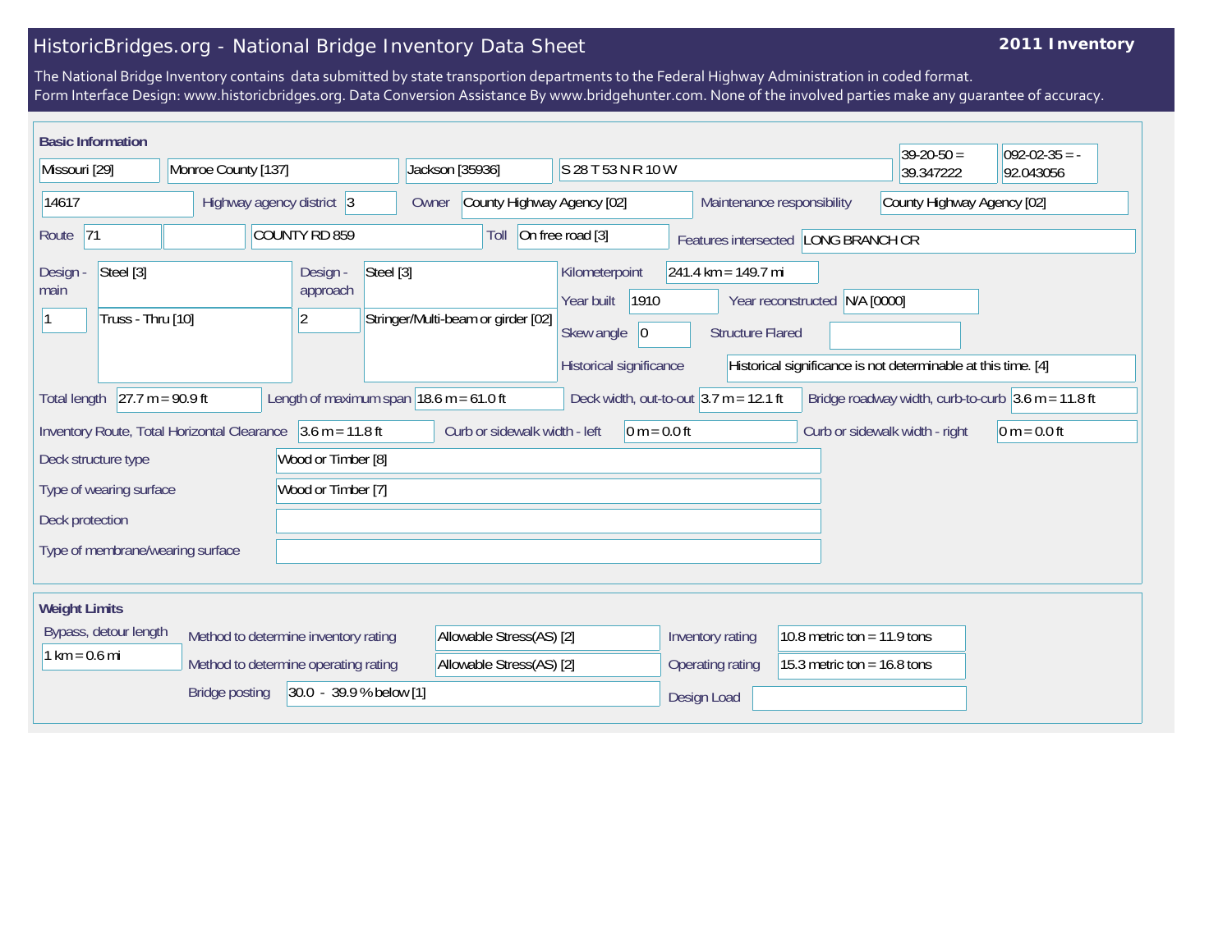# HistoricBridges.org - National Bridge Inventory Data Sheet

**2011 Inventory**

The National Bridge Inventory contains data submitted by state transportion departments to the Federal Highway Administration in coded format.
Form Interface Design: www.historicbridges.org. Data Conversion Assistance By www.bridgehunter.com. None of the involved parties make any guarantee of accuracy.

## Basic Information

| | |
|---|---|
| State | Missouri [29] |
| County | Monroe County [137] |
| Place | Jackson [35936] |
| Location | S 28 T 53 N R 10 W |
| Latitude | 39-20-50 = 39.347222 |
| Longitude | 092-02-35 = -92.043056 |
| Structure number | 14617 |
| Highway agency district | 3 |
| Owner | County Highway Agency [02] |
| Maintenance responsibility | County Highway Agency [02] |
| Route | 71 |
| Facility carried | COUNTY RD 859 |
| Toll | On free road [3] |
| Features intersected | LONG BRANCH CR |
| Design - main | Steel [3] |
| Number of main spans | 1 |
| Main span type | Truss - Thru [10] |
| Design - approach | Steel [3] |
| Number of approach spans | 2 |
| Approach span type | Stringer/Multi-beam or girder [02] |
| Kilometerpoint | 241.4 km = 149.7 mi |
| Year built | 1910 |
| Year reconstructed | N/A [0000] |
| Skew angle | 0 |
| Structure Flared | |
| Historical significance | Historical significance is not determinable at this time. [4] |
| Total length | 27.7 m = 90.9 ft |
| Length of maximum span | 18.6 m = 61.0 ft |
| Deck width, out-to-out | 3.7 m = 12.1 ft |
| Bridge roadway width, curb-to-curb | 3.6 m = 11.8 ft |
| Inventory Route, Total Horizontal Clearance | 3.6 m = 11.8 ft |
| Curb or sidewalk width - left | 0 m = 0.0 ft |
| Curb or sidewalk width - right | 0 m = 0.0 ft |
| Deck structure type | Wood or Timber [8] |
| Type of wearing surface | Wood or Timber [7] |
| Deck protection | |
| Type of membrane/wearing surface | |

## Weight Limits

| | |
|---|---|
| Bypass, detour length | 1 km = 0.6 mi |
| Method to determine inventory rating | Allowable Stress(AS) [2] |
| Method to determine operating rating | Allowable Stress(AS) [2] |
| Inventory rating | 10.8 metric ton = 11.9 tons |
| Operating rating | 15.3 metric ton = 16.8 tons |
| Bridge posting | 30.0 - 39.9 % below [1] |
| Design Load | |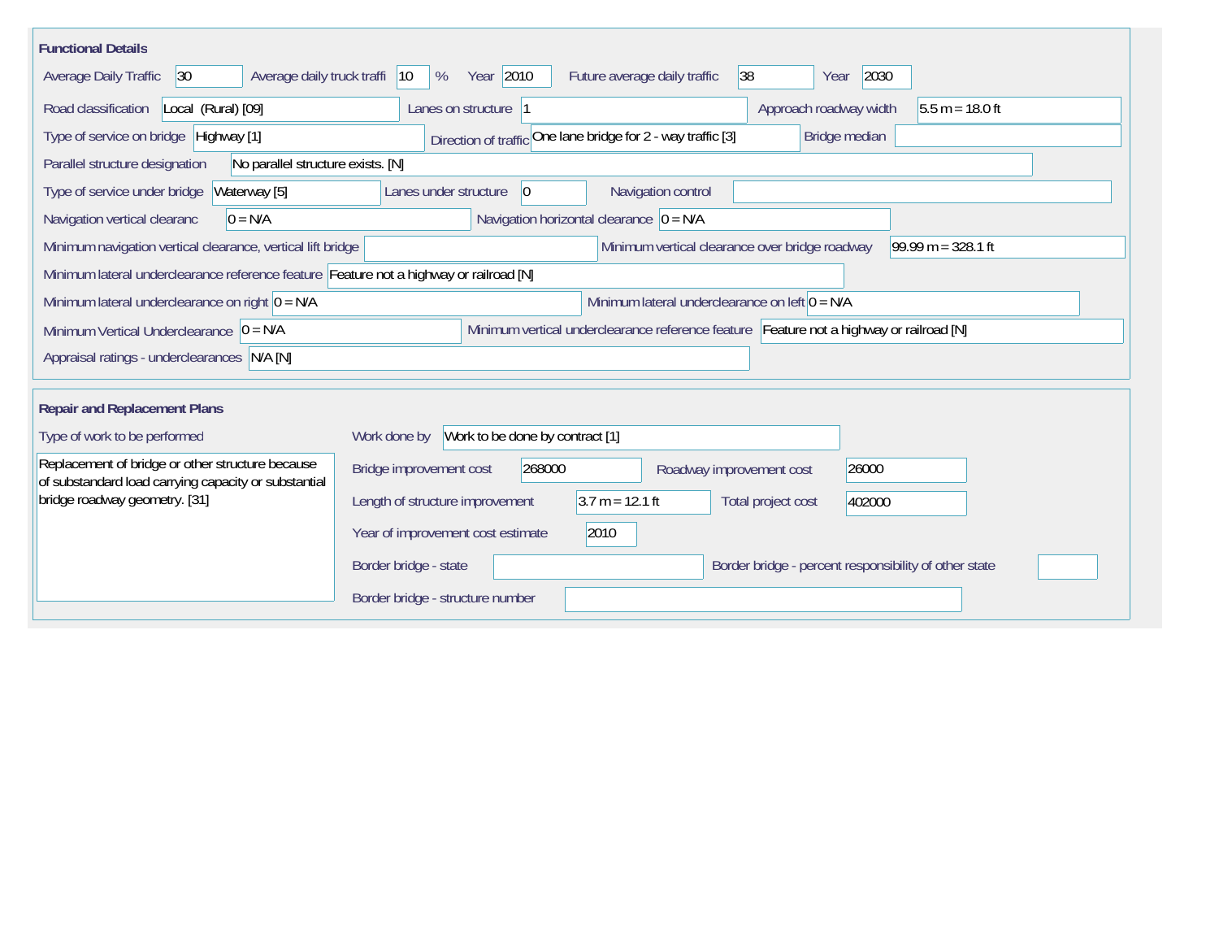## Functional Details

| Field | Value |
|---|---|
| Average Daily Traffic | 30 |
| Average daily truck traffi | 10 % |
| Year | 2010 |
| Future average daily traffic | 38 |
| Year | 2030 |
| Road classification | Local (Rural) [09] |
| Lanes on structure | 1 |
| Approach roadway width | 5.5 m = 18.0 ft |
| Type of service on bridge | Highway [1] |
| Direction of traffic | One lane bridge for 2 - way traffic [3] |
| Bridge median | |
| Parallel structure designation | No parallel structure exists. [N] |
| Type of service under bridge | Waterway [5] |
| Lanes under structure | 0 |
| Navigation control | |
| Navigation vertical clearanc | 0 = N/A |
| Navigation horizontal clearance | 0 = N/A |
| Minimum navigation vertical clearance, vertical lift bridge | |
| Minimum vertical clearance over bridge roadway | 99.99 m = 328.1 ft |
| Minimum lateral underclearance reference feature | Feature not a highway or railroad [N] |
| Minimum lateral underclearance on right | 0 = N/A |
| Minimum lateral underclearance on left | 0 = N/A |
| Minimum Vertical Underclearance | 0 = N/A |
| Minimum vertical underclearance reference feature | Feature not a highway or railroad [N] |
| Appraisal ratings - underclearances | N/A [N] |

## Repair and Replacement Plans

| Field | Value |
|---|---|
| Type of work to be performed | Replacement of bridge or other structure because of substandard load carrying capacity or substantial bridge roadway geometry. [31] |
| Work done by | Work to be done by contract [1] |
| Bridge improvement cost | 268000 |
| Roadway improvement cost | 26000 |
| Length of structure improvement | 3.7 m = 12.1 ft |
| Total project cost | 402000 |
| Year of improvement cost estimate | 2010 |
| Border bridge - state | |
| Border bridge - percent responsibility of other state | |
| Border bridge - structure number | |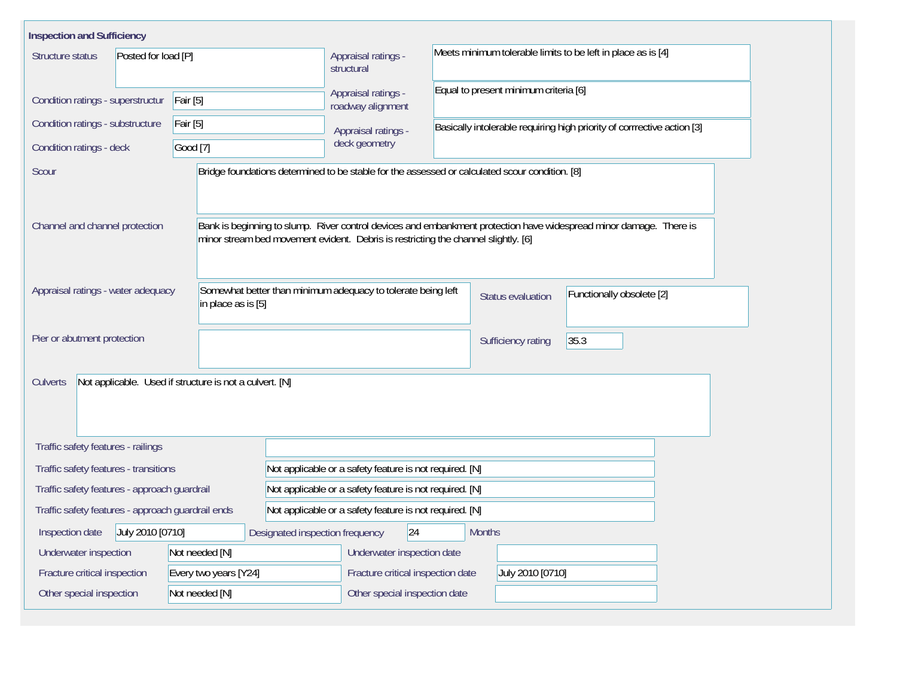## Inspection and Sufficiency

| | |
|---|---|
| Structure status | Posted for load [P] |
| Condition ratings - superstructur | Fair [5] |
| Condition ratings - substructure | Fair [5] |
| Condition ratings - deck | Good [7] |
| Appraisal ratings - structural | Meets minimum tolerable limits to be left in place as is [4] |
| Appraisal ratings - roadway alignment | Equal to present minimum criteria [6] |
| Appraisal ratings - deck geometry | Basically intolerable requiring high priority of corrrective action [3] |
| Scour | Bridge foundations determined to be stable for the assessed or calculated scour condition. [8] |
| Channel and channel protection | Bank is beginning to slump. River control devices and embankment protection have widespread minor damage. There is minor stream bed movement evident. Debris is restricting the channel slightly. [6] |
| Appraisal ratings - water adequacy | Somewhat better than minimum adequacy to tolerate being left in place as is [5] |
| Status evaluation | Functionally obsolete [2] |
| Pier or abutment protection | |
| Sufficiency rating | 35.3 |
| Culverts | Not applicable. Used if structure is not a culvert. [N] |
| Traffic safety features - railings | |
| Traffic safety features - transitions | Not applicable or a safety feature is not required. [N] |
| Traffic safety features - approach guardrail | Not applicable or a safety feature is not required. [N] |
| Traffic safety features - approach guardrail ends | Not applicable or a safety feature is not required. [N] |
| Inspection date | July 2010 [0710] |
| Designated inspection frequency | 24 Months |
| Underwater inspection | Not needed [N] |
| Underwater inspection date | |
| Fracture critical inspection | Every two years [Y24] |
| Fracture critical inspection date | July 2010 [0710] |
| Other special inspection | Not needed [N] |
| Other special inspection date | |